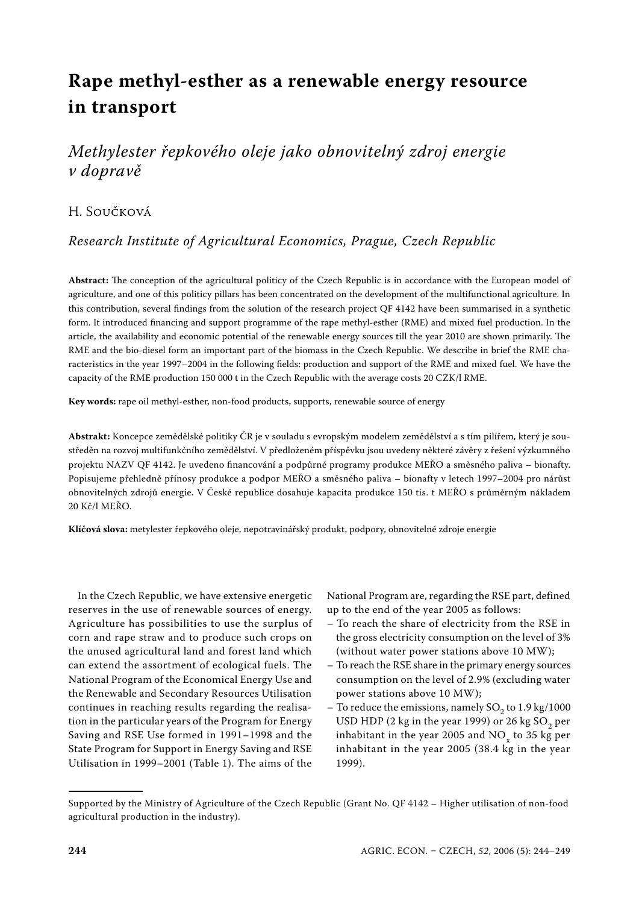# Rape methyl-esther as a renewable energy resource in transport

## *Methylester řepkového oleje jako obnovitelný zdroj energie v dopravě*

H. Součková

*Research Institute of Agricultural Economics, Prague, Czech Republic*

**Abstract:** The conception of the agricultural politicy of the Czech Republic is in accordance with the European model of agriculture, and one of this politicy pillars has been concentrated on the development of the multifunctional agriculture. In this contribution, several findings from the solution of the research project QF 4142 have been summarised in a synthetic form. It introduced financing and support programme of the rape methyl-esther (RME) and mixed fuel production. In the article, the availability and economic potential of the renewable energy sources till the year 2010 are shown primarily. The RME and the bio-diesel form an important part of the biomass in the Czech Republic. We describe in brief the RME characteristics in the year 1997–2004 in the following fields: production and support of the RME and mixed fuel. We have the capacity of the RME production 150 000 t in the Czech Republic with the average costs 20 CZK/l RME.

**Key words:** rape oil methyl-esther, non-food products, supports, renewable source of energy

**Abstrakt:** Koncepce zemědělské politiky ČR je v souladu s evropským modelem zemědělství a s tím pilířem, který je soustředěn na rozvoj multifunkčního zemědělství. V předloženém příspěvku jsou uvedeny některé závěry z řešení výzkumného projektu NAZV QF 4142. Je uvedeno financování a podpůrné programy produkce MEŘO a směsného paliva – bionafty. Popisujeme přehledně přínosy produkce a podpor MEŘO a směsného paliva – bionafty v letech 1997–2004 pro nárůst obnovitelných zdrojů energie. V České republice dosahuje kapacita produkce 150 tis. t MEŘO s průměrným nákladem 20 Kč/l MEŘO.

**Klíčová slova:** metylester řepkového oleje, nepotravinářský produkt, podpory, obnovitelné zdroje energie

In the Czech Republic, we have extensive energetic reserves in the use of renewable sources of energy. Agriculture has possibilities to use the surplus of corn and rape straw and to produce such crops on the unused agricultural land and forest land which can extend the assortment of ecological fuels. The National Program of the Economical Energy Use and the Renewable and Secondary Resources Utilisation continues in reaching results regarding the realisation in the particular years of the Program for Energy Saving and RSE Use formed in 1991–1998 and the State Program for Support in Energy Saving and RSE Utilisation in 1999–2001 (Table 1). The aims of the National Program are, regarding the RSE part, defined up to the end of the year 2005 as follows:

- To reach the share of electricity from the RSE in the gross electricity consumption on the level of 3% (without water power stations above 10 MW);
- To reach the RSE share in the primary energy sources consumption on the level of 2.9% (excluding water power stations above 10 MW);
- To reduce the emissions, namely $SO_2$ to 1.9 kg/1000 USD HDP (2 kg in the year 1999) or 26 kg $SO_2$ per inhabitant in the year 2005 and $NO_x$ to 35 kg per inhabitant in the year 2005 (38.4 kg in the year 1999).

Supported by the Ministry of Agriculture of the Czech Republic (Grant No. QF 4142 – Higher utilisation of non-food agricultural production in the industry).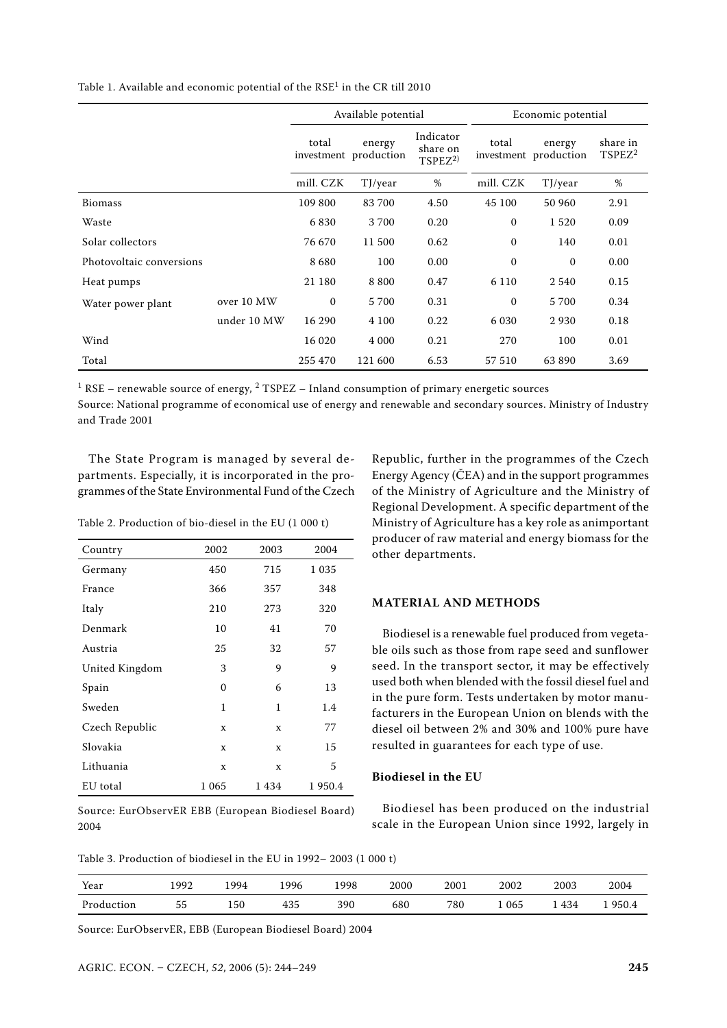Table 1. Available and economic potential of the RSE[1] in the CR till 2010

| | | Available potential | | | Economic potential | | |
|---|---|---|---|---|---|---|---|
| | | total investment | energy production | Indicator share on TSPEZ[2)] | total investment | energy production | share in TSPEZ[2] |
| | | mill. CZK | TJ/year | % | mill. CZK | TJ/year | % |
| Biomass | | 109 800 | 83 700 | 4.50 | 45 100 | 50 960 | 2.91 |
| Waste | | 6 830 | 3 700 | 0.20 | 0 | 1 520 | 0.09 |
| Solar collectors | | 76 670 | 11 500 | 0.62 | 0 | 140 | 0.01 |
| Photovoltaic conversions | | 8 680 | 100 | 0.00 | 0 | 0 | 0.00 |
| Heat pumps | | 21 180 | 8 800 | 0.47 | 6 110 | 2 540 | 0.15 |
| Water power plant | over 10 MW | 0 | 5 700 | 0.31 | 0 | 5 700 | 0.34 |
| | under 10 MW | 16 290 | 4 100 | 0.22 | 6 030 | 2 930 | 0.18 |
| Wind | | 16 020 | 4 000 | 0.21 | 270 | 100 | 0.01 |
| Total | | 255 470 | 121 600 | 6.53 | 57 510 | 63 890 | 3.69 |

[1] RSE – renewable source of energy, [2] TSPEZ – Inland consumption of primary energetic sources

Source: National programme of economical use of energy and renewable and secondary sources. Ministry of Industry and Trade 2001

The State Program is managed by several departments. Especially, it is incorporated in the programmes of the State Environmental Fund of the Czech Republic, further in the programmes of the Czech Energy Agency (ČEA) and in the support programmes of the Ministry of Agriculture and the Ministry of Regional Development. A specific department of the Ministry of Agriculture has a key role as animportant producer of raw material and energy biomass for the other departments.

Table 2. Production of bio-diesel in the EU (1 000 t)

| Country | 2002 | 2003 | 2004 |
|---|---|---|---|
| Germany | 450 | 715 | 1 035 |
| France | 366 | 357 | 348 |
| Italy | 210 | 273 | 320 |
| Denmark | 10 | 41 | 70 |
| Austria | 25 | 32 | 57 |
| United Kingdom | 3 | 9 | 9 |
| Spain | 0 | 6 | 13 |
| Sweden | 1 | 1 | 1.4 |
| Czech Republic | x | x | 77 |
| Slovakia | x | x | 15 |
| Lithuania | x | x | 5 |
| EU total | 1 065 | 1 434 | 1 950.4 |

Source: EurObservER EBB (European Biodiesel Board) 2004

## MATERIAL AND METHODS

Biodiesel is a renewable fuel produced from vegetable oils such as those from rape seed and sunflower seed. In the transport sector, it may be effectively used both when blended with the fossil diesel fuel and in the pure form. Tests undertaken by motor manufacturers in the European Union on blends with the diesel oil between 2% and 30% and 100% pure have resulted in guarantees for each type of use.

### Biodiesel in the EU

Biodiesel has been produced on the industrial scale in the European Union since 1992, largely in

Table 3. Production of biodiesel in the EU in 1992– 2003 (1 000 t)

| Year | 1992 | 1994 | 1996 | 1998 | 2000 | 2001 | 2002 | 2003 | 2004 |
|---|---|---|---|---|---|---|---|---|---|
| Production | 55 | 150 | 435 | 390 | 680 | 780 | 1 065 | 1 434 | 1 950.4 |

Source: EurObservER, EBB (European Biodiesel Board) 2004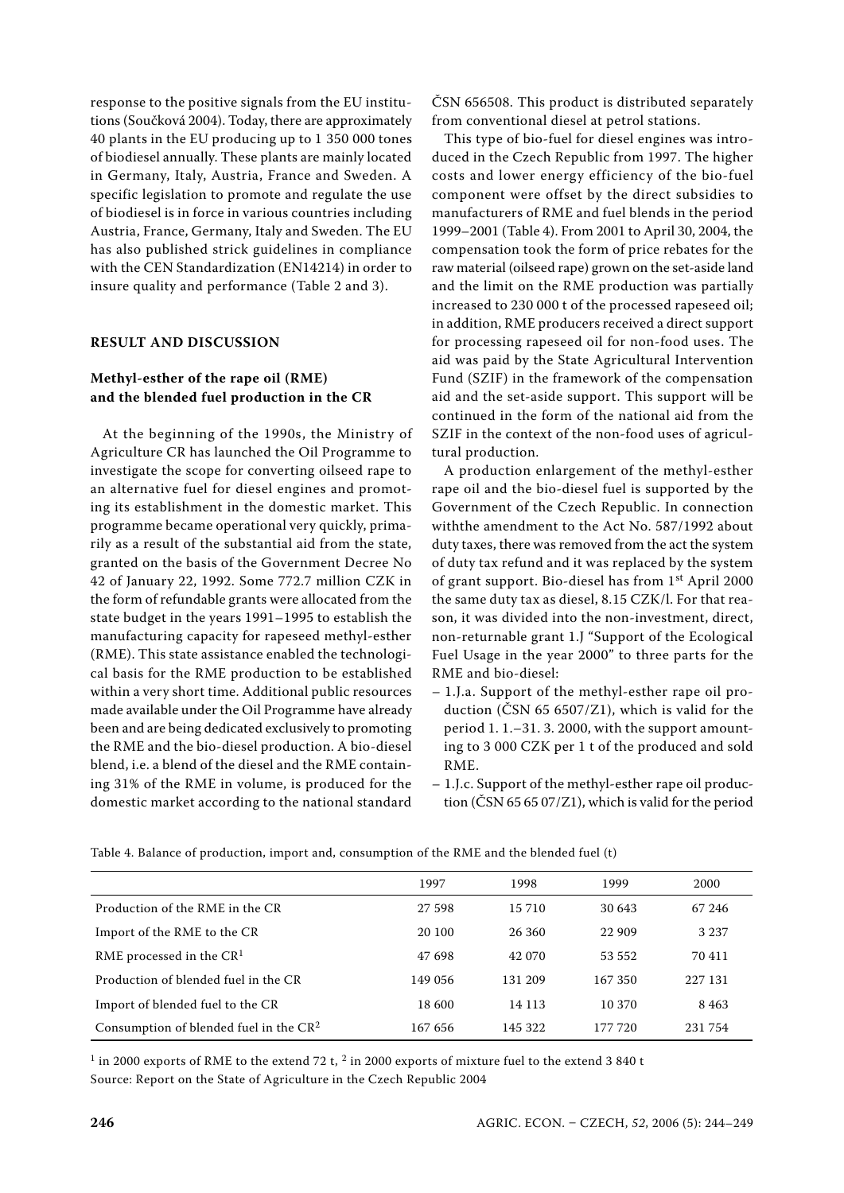response to the positive signals from the EU institutions (Součková 2004). Today, there are approximately 40 plants in the EU producing up to 1 350 000 tones of biodiesel annually. These plants are mainly located in Germany, Italy, Austria, France and Sweden. A specific legislation to promote and regulate the use of biodiesel is in force in various countries including Austria, France, Germany, Italy and Sweden. The EU has also published strick guidelines in compliance with the CEN Standardization (EN14214) in order to insure quality and performance (Table 2 and 3).

## RESULT AND DISCUSSION

### Methyl-esther of the rape oil (RME) and the blended fuel production in the CR

At the beginning of the 1990s, the Ministry of Agriculture CR has launched the Oil Programme to investigate the scope for converting oilseed rape to an alternative fuel for diesel engines and promoting its establishment in the domestic market. This programme became operational very quickly, primarily as a result of the substantial aid from the state, granted on the basis of the Government Decree No 42 of January 22, 1992. Some 772.7 million CZK in the form of refundable grants were allocated from the state budget in the years 1991–1995 to establish the manufacturing capacity for rapeseed methyl-esther (RME). This state assistance enabled the technological basis for the RME production to be established within a very short time. Additional public resources made available under the Oil Programme have already been and are being dedicated exclusively to promoting the RME and the bio-diesel production. A bio-diesel blend, i.e. a blend of the diesel and the RME containing 31% of the RME in volume, is produced for the domestic market according to the national standard ČSN 656508. This product is distributed separately from conventional diesel at petrol stations.

This type of bio-fuel for diesel engines was introduced in the Czech Republic from 1997. The higher costs and lower energy efficiency of the bio-fuel component were offset by the direct subsidies to manufacturers of RME and fuel blends in the period 1999–2001 (Table 4). From 2001 to April 30, 2004, the compensation took the form of price rebates for the raw material (oilseed rape) grown on the set-aside land and the limit on the RME production was partially increased to 230 000 t of the processed rapeseed oil; in addition, RME producers received a direct support for processing rapeseed oil for non-food uses. The aid was paid by the State Agricultural Intervention Fund (SZIF) in the framework of the compensation aid and the set-aside support. This support will be continued in the form of the national aid from the SZIF in the context of the non-food uses of agricultural production.

A production enlargement of the methyl-esther rape oil and the bio-diesel fuel is supported by the Government of the Czech Republic. In connection withthe amendment to the Act No. 587/1992 about duty taxes, there was removed from the act the system of duty tax refund and it was replaced by the system of grant support. Bio-diesel has from 1st April 2000 the same duty tax as diesel, 8.15 CZK/l. For that reason, it was divided into the non-investment, direct, non-returnable grant 1.J "Support of the Ecological Fuel Usage in the year 2000" to three parts for the RME and bio-diesel:

- 1.J.a. Support of the methyl-esther rape oil production (ČSN 65 6507/Z1), which is valid for the period 1. 1.–31. 3. 2000, with the support amounting to 3 000 CZK per 1 t of the produced and sold RME.
- 1.J.c. Support of the methyl-esther rape oil production (ČSN 65 65 07/Z1), which is valid for the period

Table 4. Balance of production, import and, consumption of the RME and the blended fuel (t)

| | 1997 | 1998 | 1999 | 2000 |
|---|---|---|---|---|
| Production of the RME in the CR | 27 598 | 15 710 | 30 643 | 67 246 |
| Import of the RME to the CR | 20 100 | 26 360 | 22 909 | 3 237 |
| RME processed in the CR[1] | 47 698 | 42 070 | 53 552 | 70 411 |
| Production of blended fuel in the CR | 149 056 | 131 209 | 167 350 | 227 131 |
| Import of blended fuel to the CR | 18 600 | 14 113 | 10 370 | 8 463 |
| Consumption of blended fuel in the CR[2] | 167 656 | 145 322 | 177 720 | 231 754 |

[1] in 2000 exports of RME to the extend 72 t, [2] in 2000 exports of mixture fuel to the extend 3 840 t

Source: Report on the State of Agriculture in the Czech Republic 2004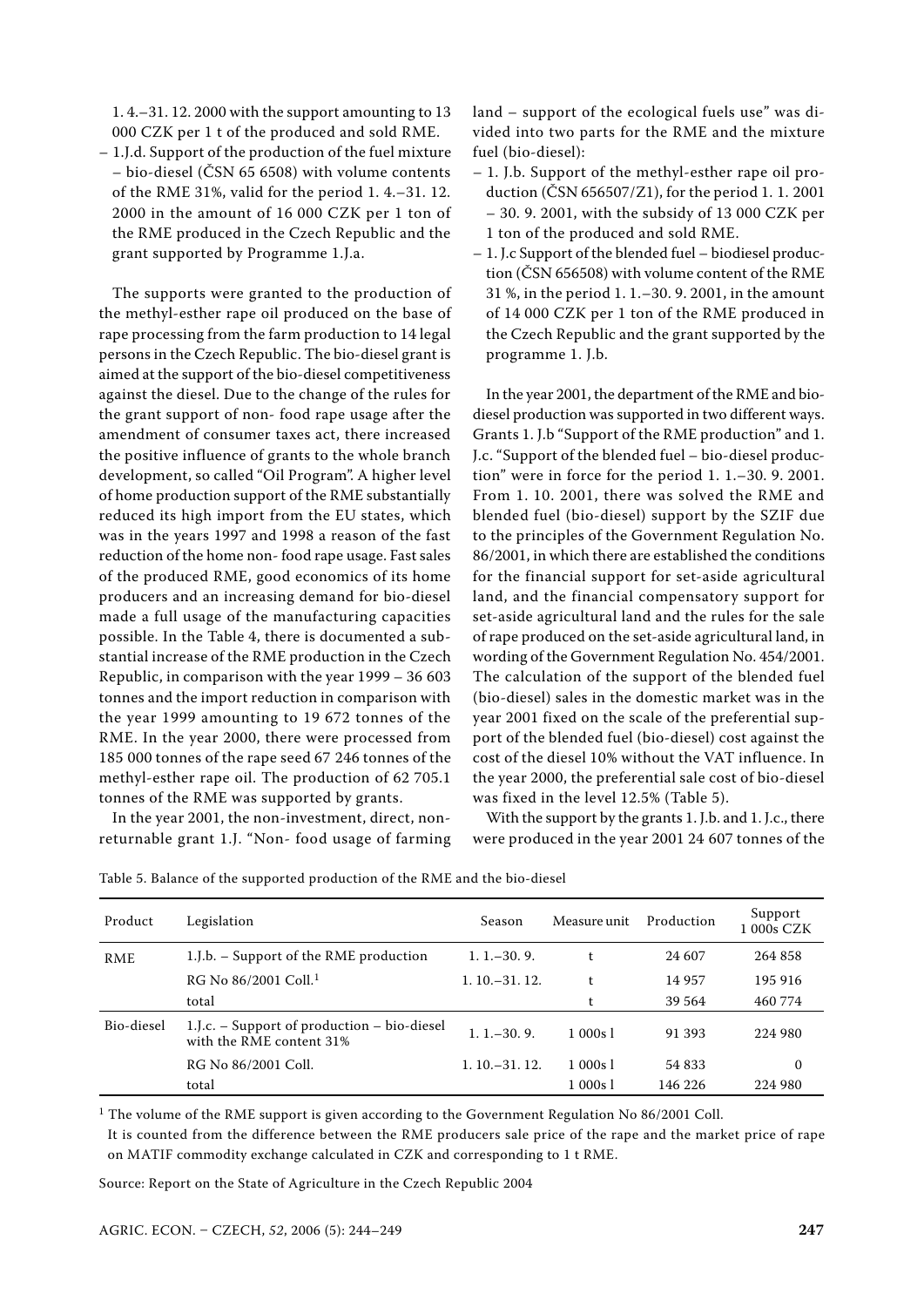1. 4.–31. 12. 2000 with the support amounting to 13 000 CZK per 1 t of the produced and sold RME.

- 1.J.d. Support of the production of the fuel mixture – bio-diesel (ČSN 65 6508) with volume contents of the RME 31%, valid for the period 1. 4.–31. 12. 2000 in the amount of 16 000 CZK per 1 ton of the RME produced in the Czech Republic and the grant supported by Programme 1.J.a.

The supports were granted to the production of the methyl-esther rape oil produced on the base of rape processing from the farm production to 14 legal persons in the Czech Republic. The bio-diesel grant is aimed at the support of the bio-diesel competitiveness against the diesel. Due to the change of the rules for the grant support of non- food rape usage after the amendment of consumer taxes act, there increased the positive influence of grants to the whole branch development, so called "Oil Program". A higher level of home production support of the RME substantially reduced its high import from the EU states, which was in the years 1997 and 1998 a reason of the fast reduction of the home non- food rape usage. Fast sales of the produced RME, good economics of its home producers and an increasing demand for bio-diesel made a full usage of the manufacturing capacities possible. In the Table 4, there is documented a substantial increase of the RME production in the Czech Republic, in comparison with the year 1999 – 36 603 tonnes and the import reduction in comparison with the year 1999 amounting to 19 672 tonnes of the RME. In the year 2000, there were processed from 185 000 tonnes of the rape seed 67 246 tonnes of the methyl-esther rape oil. The production of 62 705.1 tonnes of the RME was supported by grants.

In the year 2001, the non-investment, direct, non-returnable grant 1.J. "Non- food usage of farming land – support of the ecological fuels use" was divided into two parts for the RME and the mixture fuel (bio-diesel):

- 1. J.b. Support of the methyl-esther rape oil production (ČSN 656507/Z1), for the period 1. 1. 2001 – 30. 9. 2001, with the subsidy of 13 000 CZK per 1 ton of the produced and sold RME.
- 1. J.c Support of the blended fuel – biodiesel production (ČSN 656508) with volume content of the RME 31 %, in the period 1. 1.–30. 9. 2001, in the amount of 14 000 CZK per 1 ton of the RME produced in the Czech Republic and the grant supported by the programme 1. J.b.

In the year 2001, the department of the RME and bio-diesel production was supported in two different ways. Grants 1. J.b "Support of the RME production" and 1. J.c. "Support of the blended fuel – bio-diesel production" were in force for the period 1. 1.–30. 9. 2001. From 1. 10. 2001, there was solved the RME and blended fuel (bio-diesel) support by the SZIF due to the principles of the Government Regulation No. 86/2001, in which there are established the conditions for the financial support for set-aside agricultural land, and the financial compensatory support for set-aside agricultural land and the rules for the sale of rape produced on the set-aside agricultural land, in wording of the Government Regulation No. 454/2001. The calculation of the support of the blended fuel (bio-diesel) sales in the domestic market was in the year 2001 fixed on the scale of the preferential support of the blended fuel (bio-diesel) cost against the cost of the diesel 10% without the VAT influence. In the year 2000, the preferential sale cost of bio-diesel was fixed in the level 12.5% (Table 5).

With the support by the grants 1. J.b. and 1. J.c., there were produced in the year 2001 24 607 tonnes of the

Table 5. Balance of the supported production of the RME and the bio-diesel

| Product | Legislation | Season | Measure unit | Production | Support 1 000s CZK |
|---|---|---|---|---|---|
| RME | 1.J.b. – Support of the RME production | 1. 1.–30. 9. | t | 24 607 | 264 858 |
| | RG No 86/2001 Coll.[1] | 1. 10.–31. 12. | t | 14 957 | 195 916 |
| | total | | t | 39 564 | 460 774 |
| Bio-diesel | 1.J.c. – Support of production – bio-diesel with the RME content 31% | 1. 1.–30. 9. | 1 000s l | 91 393 | 224 980 |
| | RG No 86/2001 Coll. | 1. 10.–31. 12. | 1 000s l | 54 833 | 0 |
| | total | | 1 000s l | 146 226 | 224 980 |

[1] The volume of the RME support is given according to the Government Regulation No 86/2001 Coll.
It is counted from the difference between the RME producers sale price of the rape and the market price of rape on MATIF commodity exchange calculated in CZK and corresponding to 1 t RME.

Source: Report on the State of Agriculture in the Czech Republic 2004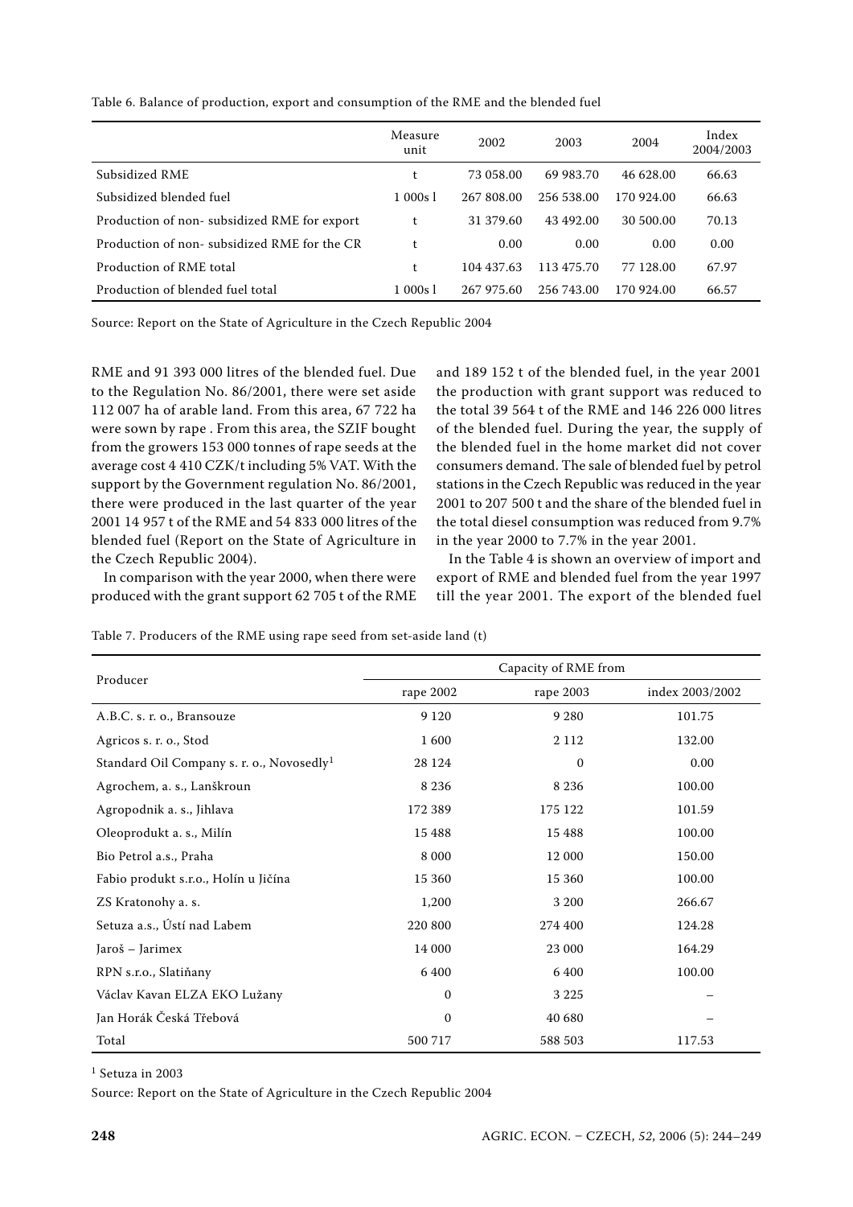Table 6. Balance of production, export and consumption of the RME and the blended fuel

| | Measure unit | 2002 | 2003 | 2004 | Index 2004/2003 |
|---|---|---|---|---|---|
| Subsidized RME | t | 73 058.00 | 69 983.70 | 46 628.00 | 66.63 |
| Subsidized blended fuel | 1 000s l | 267 808.00 | 256 538.00 | 170 924.00 | 66.63 |
| Production of non- subsidized RME for export | t | 31 379.60 | 43 492.00 | 30 500.00 | 70.13 |
| Production of non- subsidized RME for the CR | t | 0.00 | 0.00 | 0.00 | 0.00 |
| Production of RME total | t | 104 437.63 | 113 475.70 | 77 128.00 | 67.97 |
| Production of blended fuel total | 1 000s l | 267 975.60 | 256 743.00 | 170 924.00 | 66.57 |

Source: Report on the State of Agriculture in the Czech Republic 2004

RME and 91 393 000 litres of the blended fuel. Due to the Regulation No. 86/2001, there were set aside 112 007 ha of arable land. From this area, 67 722 ha were sown by rape . From this area, the SZIF bought from the growers 153 000 tonnes of rape seeds at the average cost 4 410 CZK/t including 5% VAT. With the support by the Government regulation No. 86/2001, there were produced in the last quarter of the year 2001 14 957 t of the RME and 54 833 000 litres of the blended fuel (Report on the State of Agriculture in the Czech Republic 2004).

In comparison with the year 2000, when there were produced with the grant support 62 705 t of the RME and 189 152 t of the blended fuel, in the year 2001 the production with grant support was reduced to the total 39 564 t of the RME and 146 226 000 litres of the blended fuel. During the year, the supply of the blended fuel in the home market did not cover consumers demand. The sale of blended fuel by petrol stations in the Czech Republic was reduced in the year 2001 to 207 500 t and the share of the blended fuel in the total diesel consumption was reduced from 9.7% in the year 2000 to 7.7% in the year 2001.

In the Table 4 is shown an overview of import and export of RME and blended fuel from the year 1997 till the year 2001. The export of the blended fuel

Table 7. Producers of the RME using rape seed from set-aside land (t)

| Producer | Capacity of RME from | | |
|---|---|---|---|
| | rape 2002 | rape 2003 | index 2003/2002 |
| A.B.C. s. r. o., Bransouze | 9 120 | 9 280 | 101.75 |
| Agricos s. r. o., Stod | 1 600 | 2 112 | 132.00 |
| Standard Oil Company s. r. o., Novosedly[1] | 28 124 | 0 | 0.00 |
| Agrochem, a. s., Lanškroun | 8 236 | 8 236 | 100.00 |
| Agropodnik a. s., Jihlava | 172 389 | 175 122 | 101.59 |
| Oleoprodukt a. s., Milín | 15 488 | 15 488 | 100.00 |
| Bio Petrol a.s., Praha | 8 000 | 12 000 | 150.00 |
| Fabio produkt s.r.o., Holín u Jičína | 15 360 | 15 360 | 100.00 |
| ZS Kratonohy a. s. | 1,200 | 3 200 | 266.67 |
| Setuza a.s., Ústí nad Labem | 220 800 | 274 400 | 124.28 |
| Jaroš – Jarimex | 14 000 | 23 000 | 164.29 |
| RPN s.r.o., Slatiňany | 6 400 | 6 400 | 100.00 |
| Václav Kavan ELZA EKO Lužany | 0 | 3 225 | – |
| Jan Horák Česká Třebová | 0 | 40 680 | – |
| Total | 500 717 | 588 503 | 117.53 |

[1] Setuza in 2003

Source: Report on the State of Agriculture in the Czech Republic 2004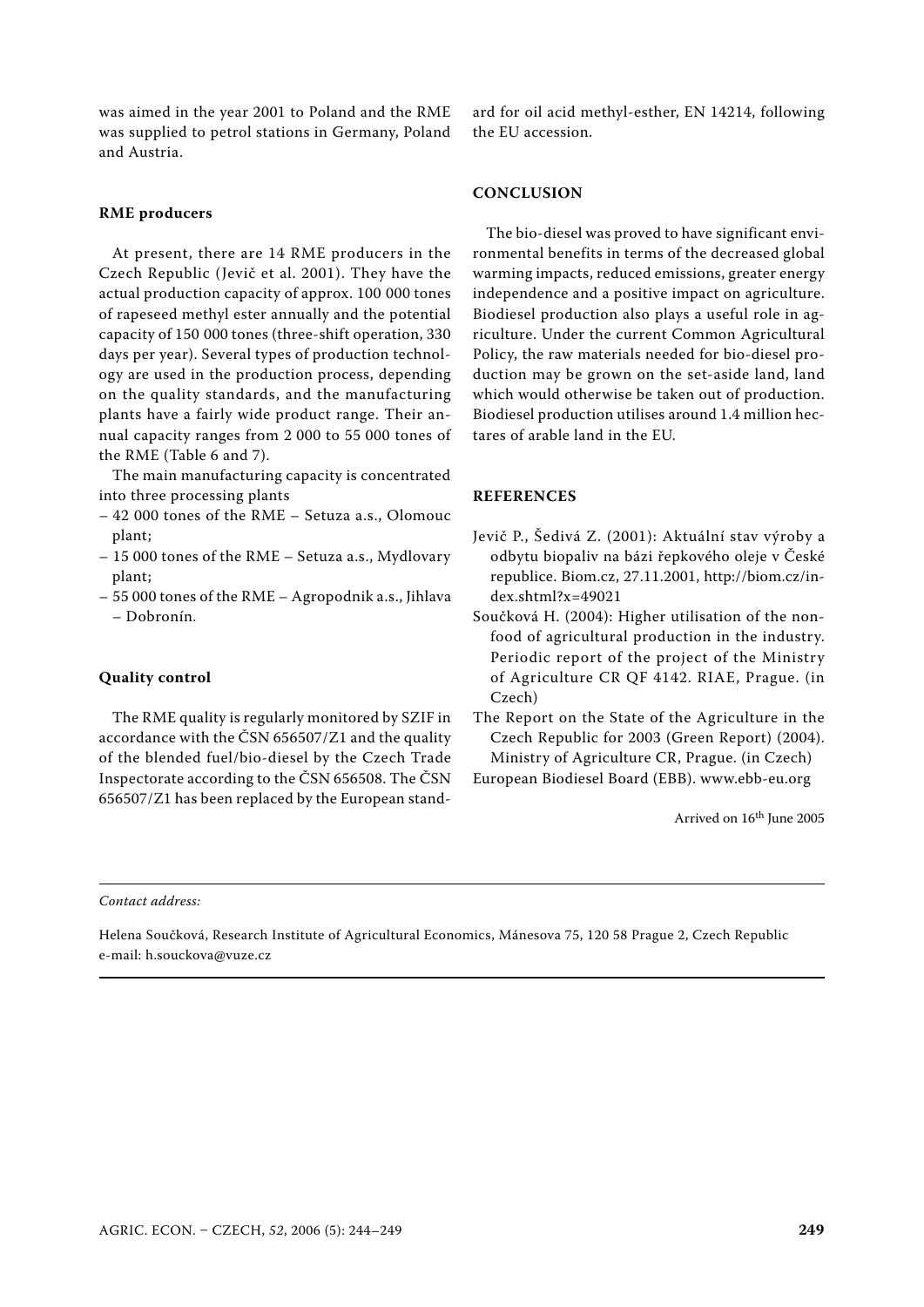was aimed in the year 2001 to Poland and the RME was supplied to petrol stations in Germany, Poland and Austria.

### RME producers

At present, there are 14 RME producers in the Czech Republic (Jevič et al. 2001). They have the actual production capacity of approx. 100 000 tones of rapeseed methyl ester annually and the potential capacity of 150 000 tones (three-shift operation, 330 days per year). Several types of production technology are used in the production process, depending on the quality standards, and the manufacturing plants have a fairly wide product range. Their annual capacity ranges from 2 000 to 55 000 tones of the RME (Table 6 and 7).

The main manufacturing capacity is concentrated into three processing plants

- 42 000 tones of the RME – Setuza a.s., Olomouc plant;
- 15 000 tones of the RME – Setuza a.s., Mydlovary plant;
- 55 000 tones of the RME – Agropodnik a.s., Jihlava – Dobronín.

### Quality control

The RME quality is regularly monitored by SZIF in accordance with the ČSN 656507/Z1 and the quality of the blended fuel/bio-diesel by the Czech Trade Inspectorate according to the ČSN 656508. The ČSN 656507/Z1 has been replaced by the European standard for oil acid methyl-esther, EN 14214, following the EU accession.

## CONCLUSION

The bio-diesel was proved to have significant environmental benefits in terms of the decreased global warming impacts, reduced emissions, greater energy independence and a positive impact on agriculture. Biodiesel production also plays a useful role in agriculture. Under the current Common Agricultural Policy, the raw materials needed for bio-diesel production may be grown on the set-aside land, land which would otherwise be taken out of production. Biodiesel production utilises around 1.4 million hectares of arable land in the EU.

## REFERENCES

Jevič P., Šedivá Z. (2001): Aktuální stav výroby a odbytu biopaliv na bázi řepkového oleje v České republice. Biom.cz, 27.11.2001, http://biom.cz/index.shtml?x=49021

Součková H. (2004): Higher utilisation of the non-food of agricultural production in the industry. Periodic report of the project of the Ministry of Agriculture CR QF 4142. RIAE, Prague. (in Czech)

The Report on the State of the Agriculture in the Czech Republic for 2003 (Green Report) (2004). Ministry of Agriculture CR, Prague. (in Czech)

European Biodiesel Board (EBB). www.ebb-eu.org

Arrived on 16th June 2005

*Contact address:*

Helena Součková, Research Institute of Agricultural Economics, Mánesova 75, 120 58 Prague 2, Czech Republic
e-mail: h.souckova@vuze.cz